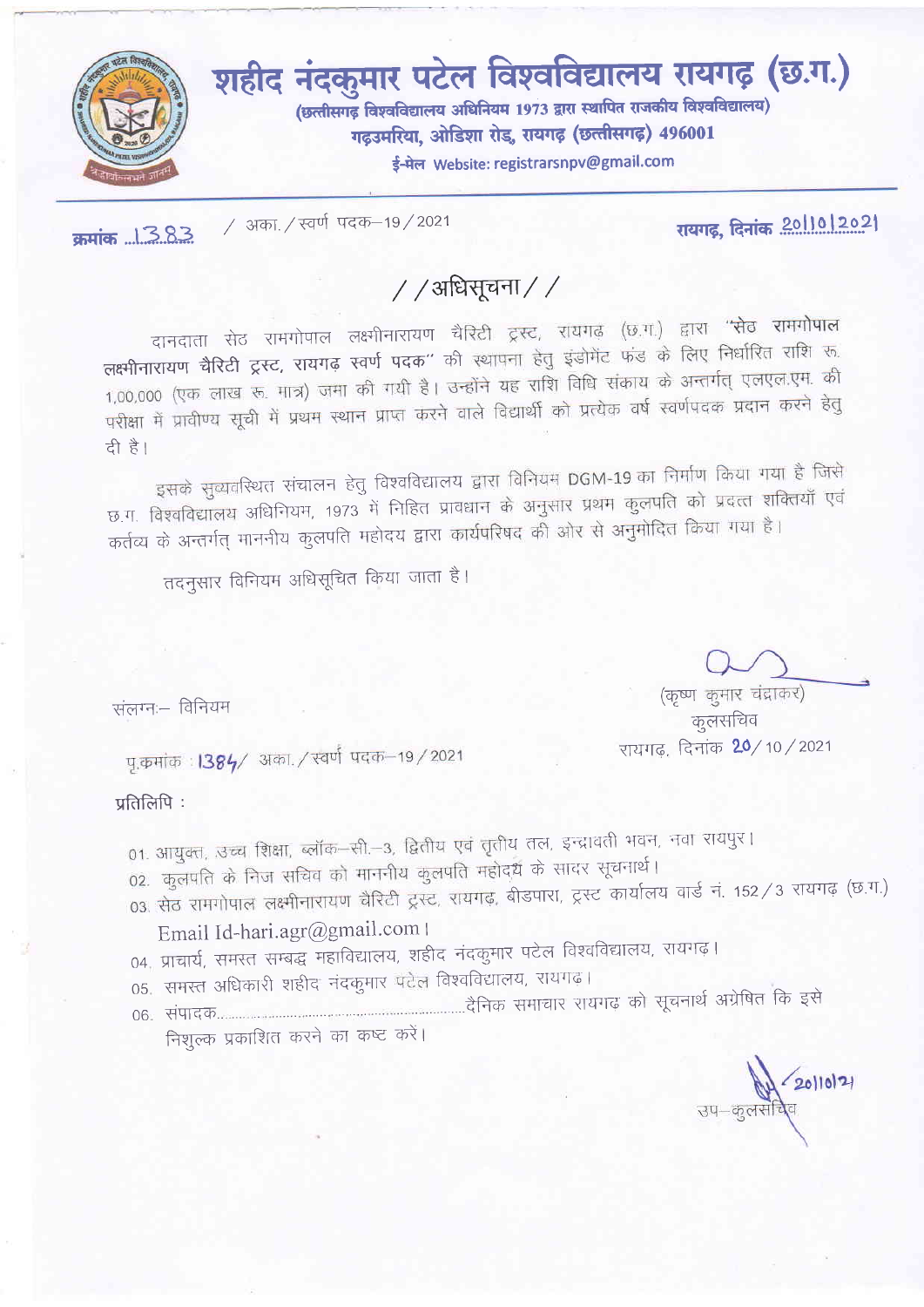# शहीद नंदकुमार पटेल विश्वविद्यालय रायगढ़ (छ.ग.)

**(छत्तीसगढ़ विश्वविद्यालय अधिनियम 1973 द्वारा स्थापित राजकीय विश्वविद्यालय)**

**गढ़उमरिया, ओडिशा रोड, रायगढ़ (छत्तीसगढ़) 496001**

ई-मेल Website: registrarsnpv@gmail.com

---

क्रमांक ..1383 / अका. / स्वर्ण पदक–19 / 2021 रायगढ़, दिनांक 20|10|2021

## / /अधिसूचना/ /

दानदाता सेठ रामगोपाल लक्ष्मीनारायण चैरिटी ट्रस्ट, रायगढ़ (छ.ग.) द्वारा **"सेठ रामगोपाल लक्ष्मीनारायण चैरिटी ट्रस्ट, रायगढ़ स्वर्ण पदक"** की स्थापना हेतु इंडोमेंट फंड के लिए निर्धारित राशि रू. 1,00,000 (एक लाख रू. मात्र) जमा की गयी है। उन्होंने यह राशि विधि संकाय के अन्तर्गत् एलएल.एम. की परीक्षा में प्रावीण्य सूची में प्रथम स्थान प्राप्त करने वाले विद्यार्थी को प्रत्येक वर्ष स्वर्णपदक प्रदान करने हेतु दी है।

इसके सुव्यवस्थित संचालन हेतु विश्वविद्यालय द्वारा विनियम DGM-19 का निर्माण किया गया है जिसे छ.ग. विश्वविद्यालय अधिनियम, 1973 में निहित प्रावधान के अनुसार प्रथम कुलपति को प्रदत्त शक्तियाँ एवं कर्तव्य के अन्तर्गत् माननीय कुलपति महोदय द्वारा कार्यपरिषद की ओर से अनुमोदित किया गया है।

तदनुसार विनियम अधिसूचित किया जाता है।

(कृष्ण कुमार चंद्राकर)
कुलसचिव

संलग्नः– विनियम

पृ.क्रमांक : 1384/ अका. / स्वर्ण पदक–19 / 2021 रायगढ़, दिनांक 20/10/2021

प्रतिलिपि :

01. आयुक्त, उच्च शिक्षा, ब्लॉक–सी.–3, द्वितीय एवं तृतीय तल, इन्द्रावती भवन, नवा रायपुर।
02. कुलपति के निज सचिव को माननीय कुलपति महोदय के सादर सूचनार्थ।
03. सेठ रामगोपाल लक्ष्मीनारायण चैरिटी ट्रस्ट, रायगढ़, बीडपारा, ट्रस्ट कार्यालय वार्ड नं. 152/3 रायगढ़ (छ.ग.) Email Id-hari.agr@gmail.com।
04. प्राचार्य, समस्त सम्बद्ध महाविद्यालय, शहीद नंदकुमार पटेल विश्वविद्यालय, रायगढ़।
05. समस्त अधिकारी शहीद नंदकुमार पटेल विश्वविद्यालय, रायगढ़।
06. संपादक.............................................दैनिक समाचार रायगढ़ को सूचनार्थ अग्रेषित कि इसे निशुल्क प्रकाशित करने का कष्ट करें।

20|10|21
उप–कुलसचिव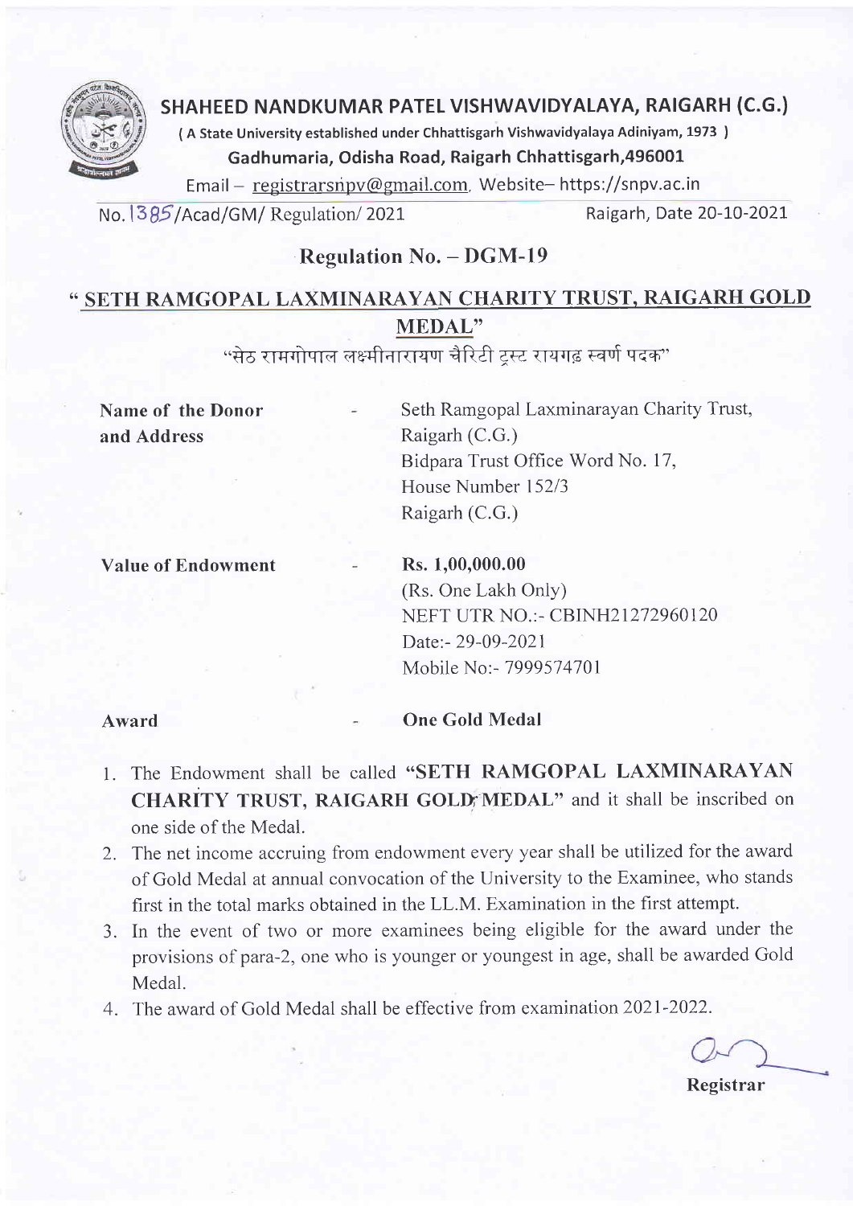# SHAHEED NANDKUMAR PATEL VISHWAVIDYALAYA, RAIGARH (C.G.)

( A State University established under Chhattisgarh Vishwavidyalaya Adiniyam, 1973 )

**Gadhumaria, Odisha Road, Raigarh Chhattisgarh,496001**

Email – registrarsnpv@gmail.com, Website– https://snpv.ac.in

No. 1385/Acad/GM/ Regulation/ 2021 Raigarh, Date 20-10-2021

## Regulation No. – DGM-19

## " SETH RAMGOPAL LAXMINARAYAN CHARITY TRUST, RAIGARH GOLD MEDAL"

"सेठ रामगोपाल लक्ष्मीनारायण चैरिटी ट्रस्ट रायगढ़ स्वर्ण पदक"

| | | |
|---|---|---|
| **Name of the Donor and Address** | - | Seth Ramgopal Laxminarayan Charity Trust, Raigarh (C.G.)<br>Bidpara Trust Office Word No. 17,<br>House Number 152/3<br>Raigarh (C.G.) |
| **Value of Endowment** | - | **Rs. 1,00,000.00**<br>(Rs. One Lakh Only)<br>NEFT UTR NO.:- CBINH21272960120<br>Date:- 29-09-2021<br>Mobile No:- 7999574701 |
| **Award** | - | **One Gold Medal** |

1. The Endowment shall be called **"SETH RAMGOPAL LAXMINARAYAN CHARITY TRUST, RAIGARH GOLD MEDAL"** and it shall be inscribed on one side of the Medal.
2. The net income accruing from endowment every year shall be utilized for the award of Gold Medal at annual convocation of the University to the Examinee, who stands first in the total marks obtained in the LL.M. Examination in the first attempt.
3. In the event of two or more examinees being eligible for the award under the provisions of para-2, one who is younger or youngest in age, shall be awarded Gold Medal.
4. The award of Gold Medal shall be effective from examination 2021-2022.

**Registrar**